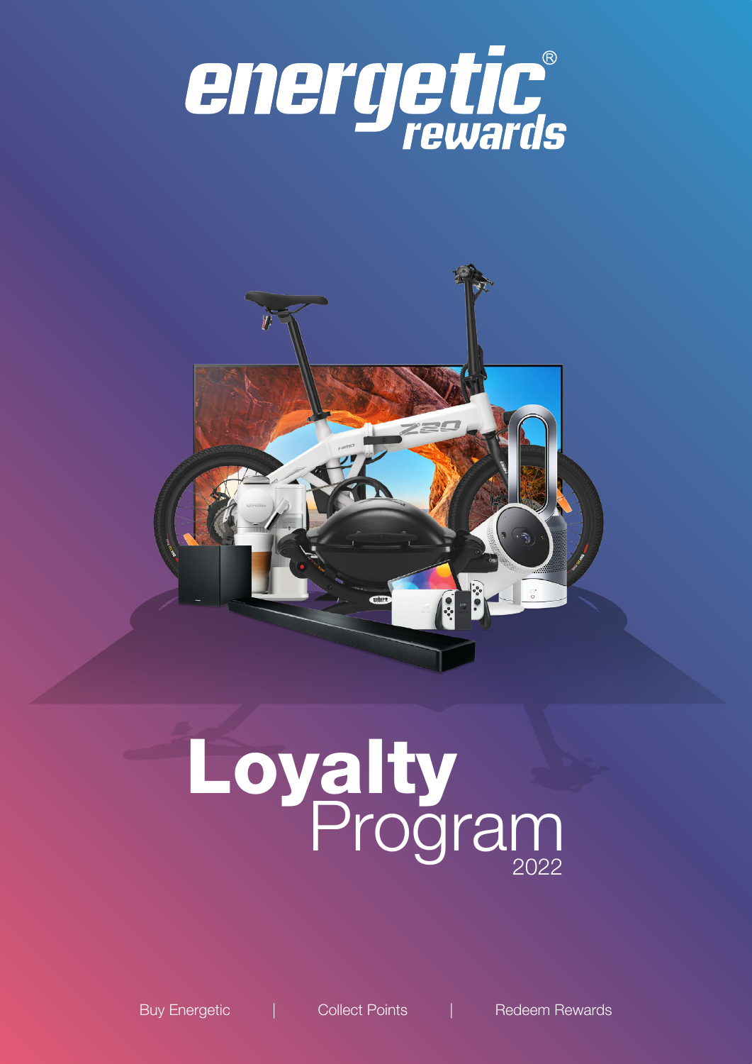# energetic® rewards

# Loyalty Program 2022

Buy Energetic | Collect Points | Redeem Rewards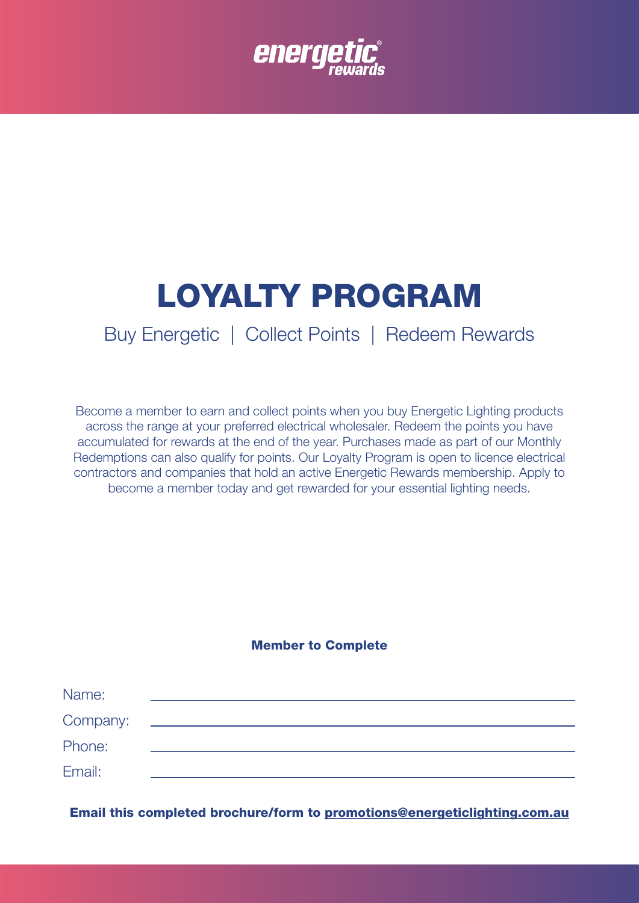energetic® rewards

# LOYALTY PROGRAM

Buy Energetic | Collect Points | Redeem Rewards

Become a member to earn and collect points when you buy Energetic Lighting products across the range at your preferred electrical wholesaler. Redeem the points you have accumulated for rewards at the end of the year. Purchases made as part of our Monthly Redemptions can also qualify for points. Our Loyalty Program is open to licence electrical contractors and companies that hold an active Energetic Rewards membership. Apply to become a member today and get rewarded for your essential lighting needs.

**Member to Complete**

Name: ______________________________

Company: ______________________________

Phone: ______________________________

Email: ______________________________

**Email this completed brochure/form to promotions@energeticlighting.com.au**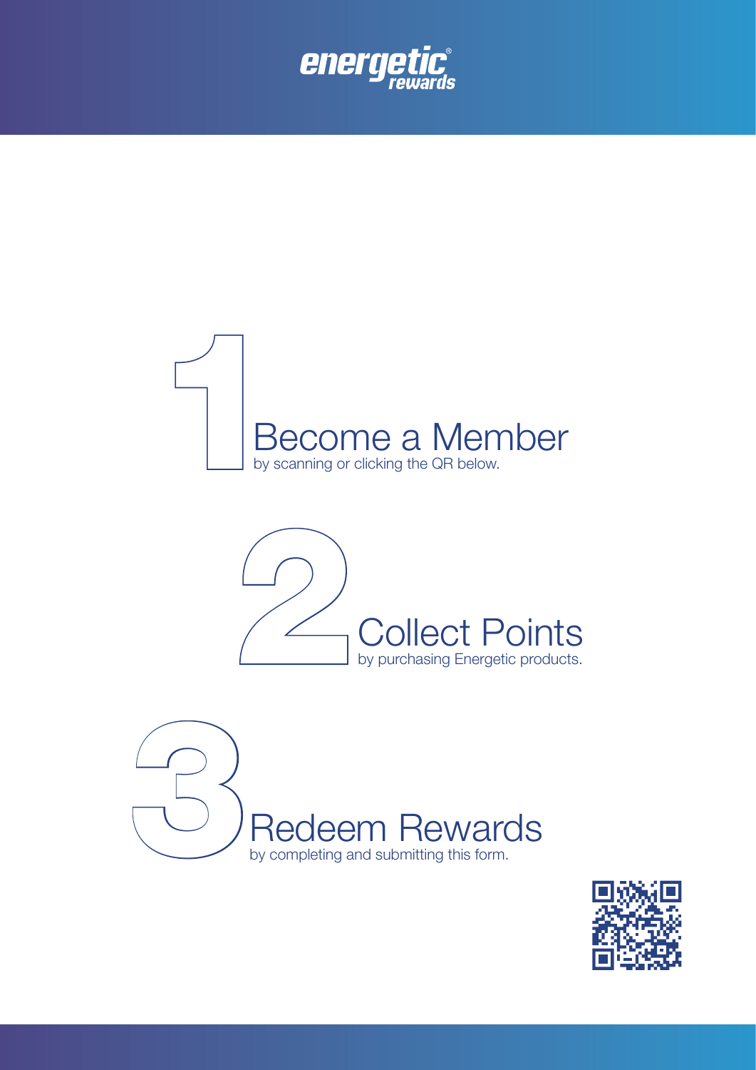energetic® rewards

## 1 Become a Member
by scanning or clicking the QR below.

## 2 Collect Points
by purchasing Energetic products.

## 3 Redeem Rewards
by completing and submitting this form.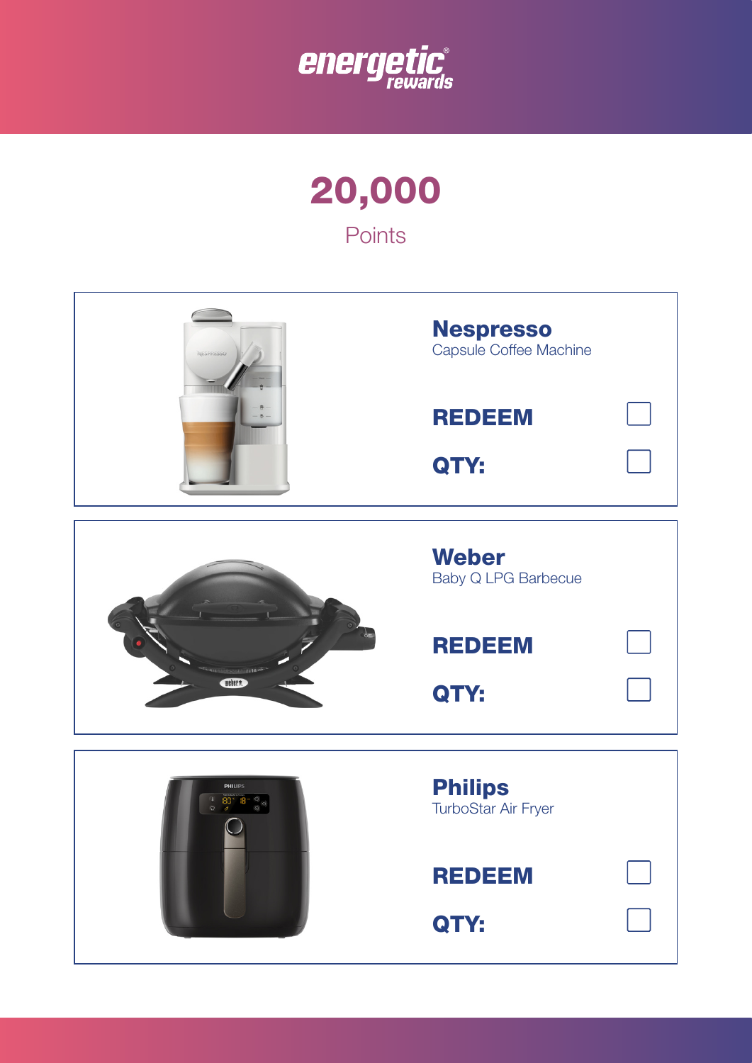energetic® rewards

# 20,000

Points

## Nespresso
Capsule Coffee Machine

**REDEEM** ☐

**QTY:** ☐

## Weber
Baby Q LPG Barbecue

**REDEEM** ☐

**QTY:** ☐

## Philips
TurboStar Air Fryer

**REDEEM** ☐

**QTY:** ☐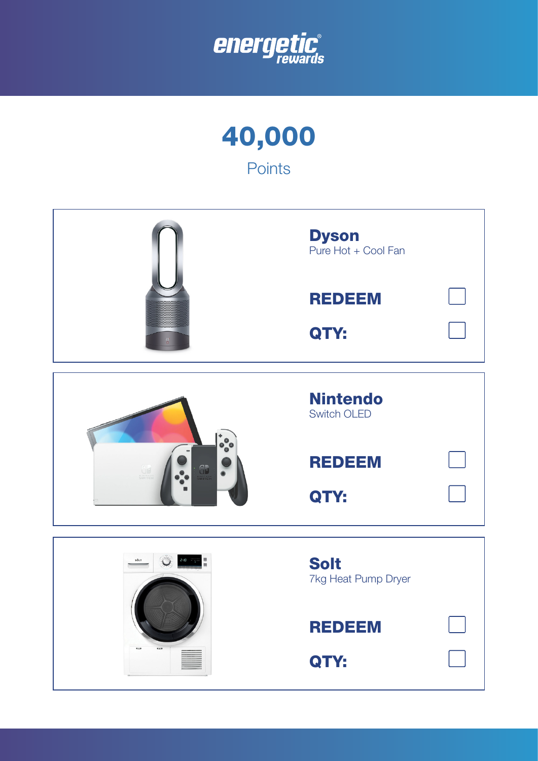# 40,000

Points

## Dyson
Pure Hot + Cool Fan

**REDEEM** ☐

**QTY:** ☐

## Nintendo
Switch OLED

**REDEEM** ☐

**QTY:** ☐

## Solt
7kg Heat Pump Dryer

**REDEEM** ☐

**QTY:** ☐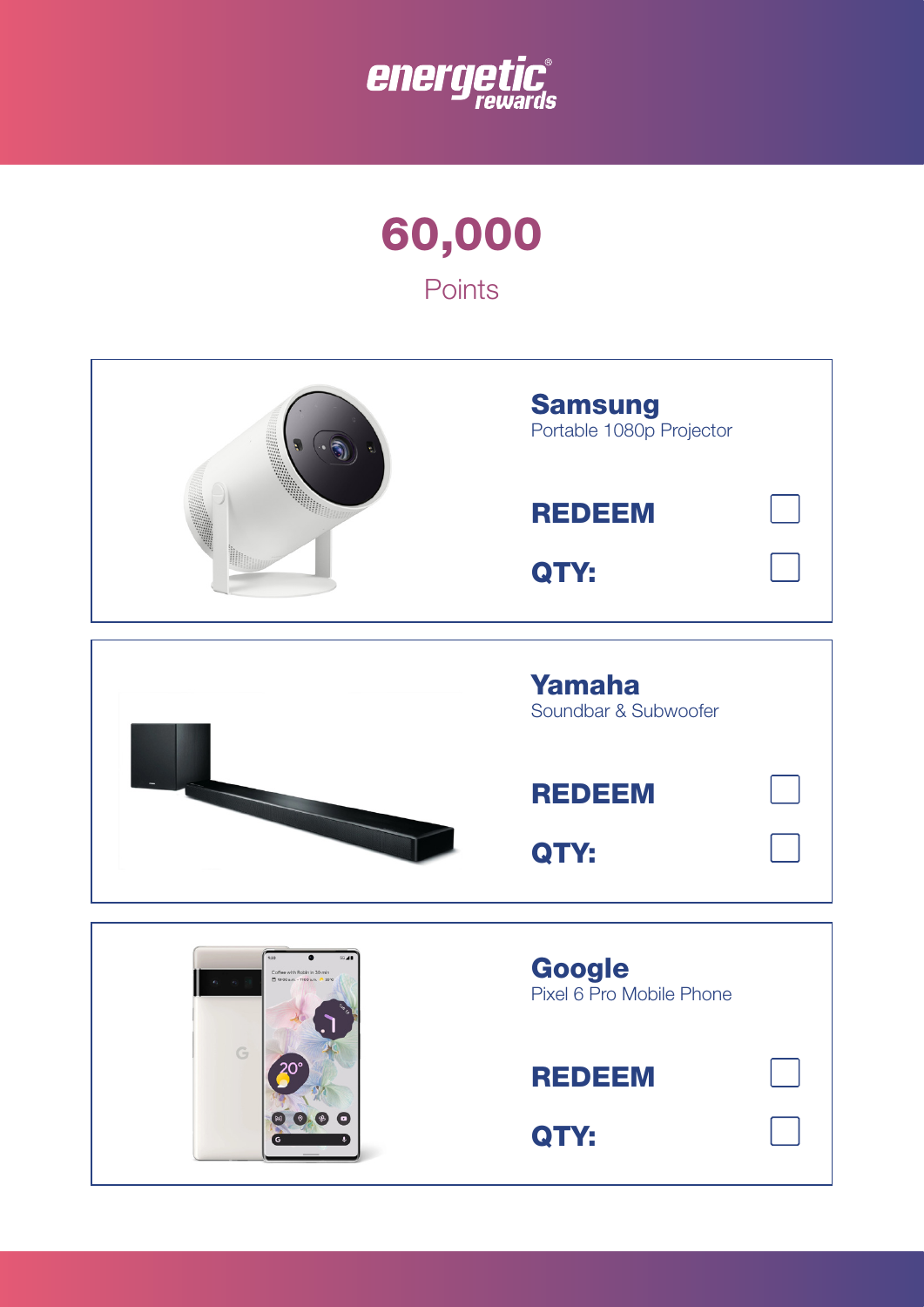energetic® rewards

# 60,000

Points

## Samsung
Portable 1080p Projector

**REDEEM** ☐

**QTY:** ☐

## Yamaha
Soundbar & Subwoofer

**REDEEM** ☐

**QTY:** ☐

## Google
Pixel 6 Pro Mobile Phone

**REDEEM** ☐

**QTY:** ☐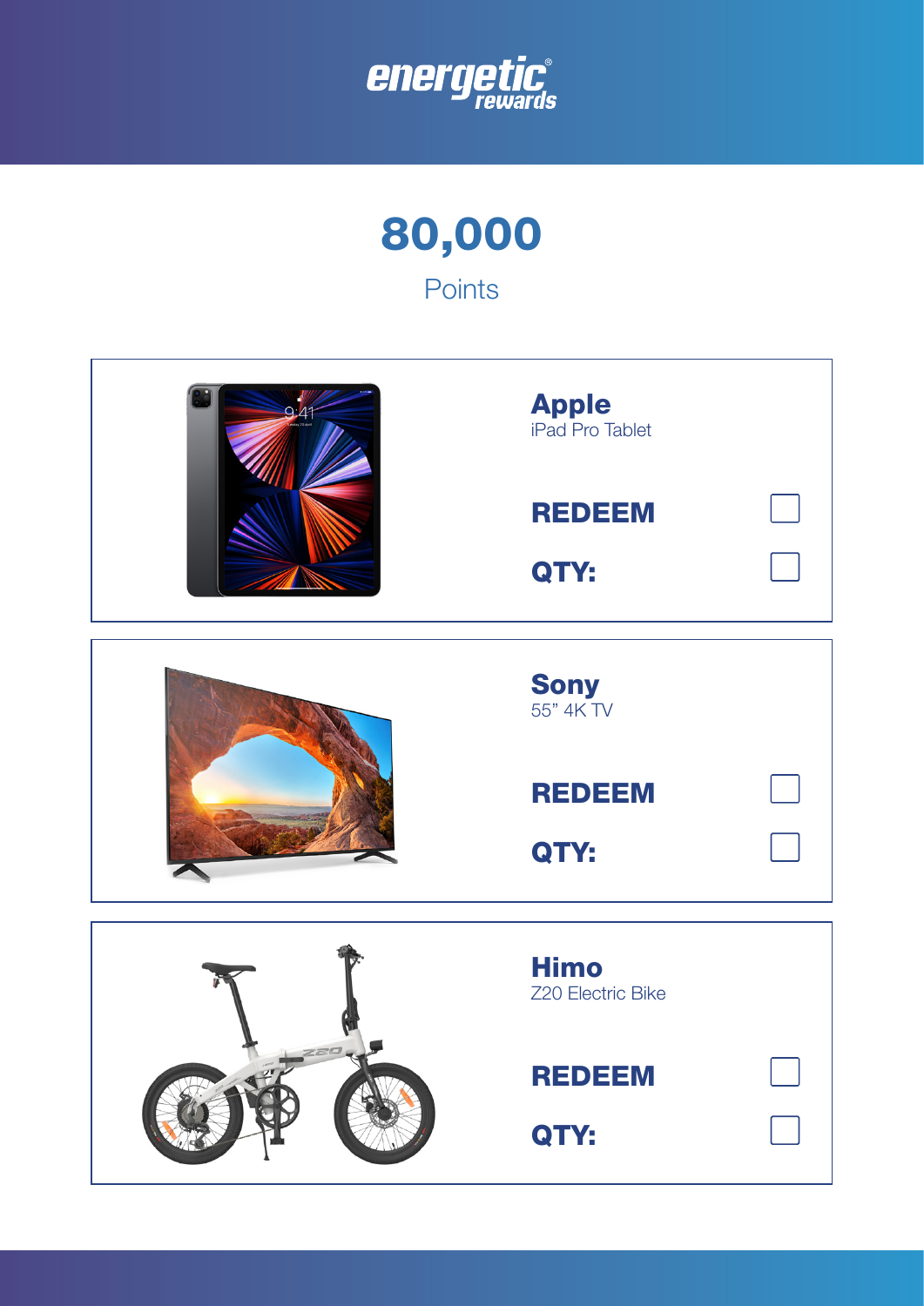energetic rewards

# 80,000

Points

**Apple**
iPad Pro Tablet

**REDEEM** ☐

**QTY:** ☐

**Sony**
55” 4K TV

**REDEEM** ☐

**QTY:** ☐

**Himo**
Z20 Electric Bike

**REDEEM** ☐

**QTY:** ☐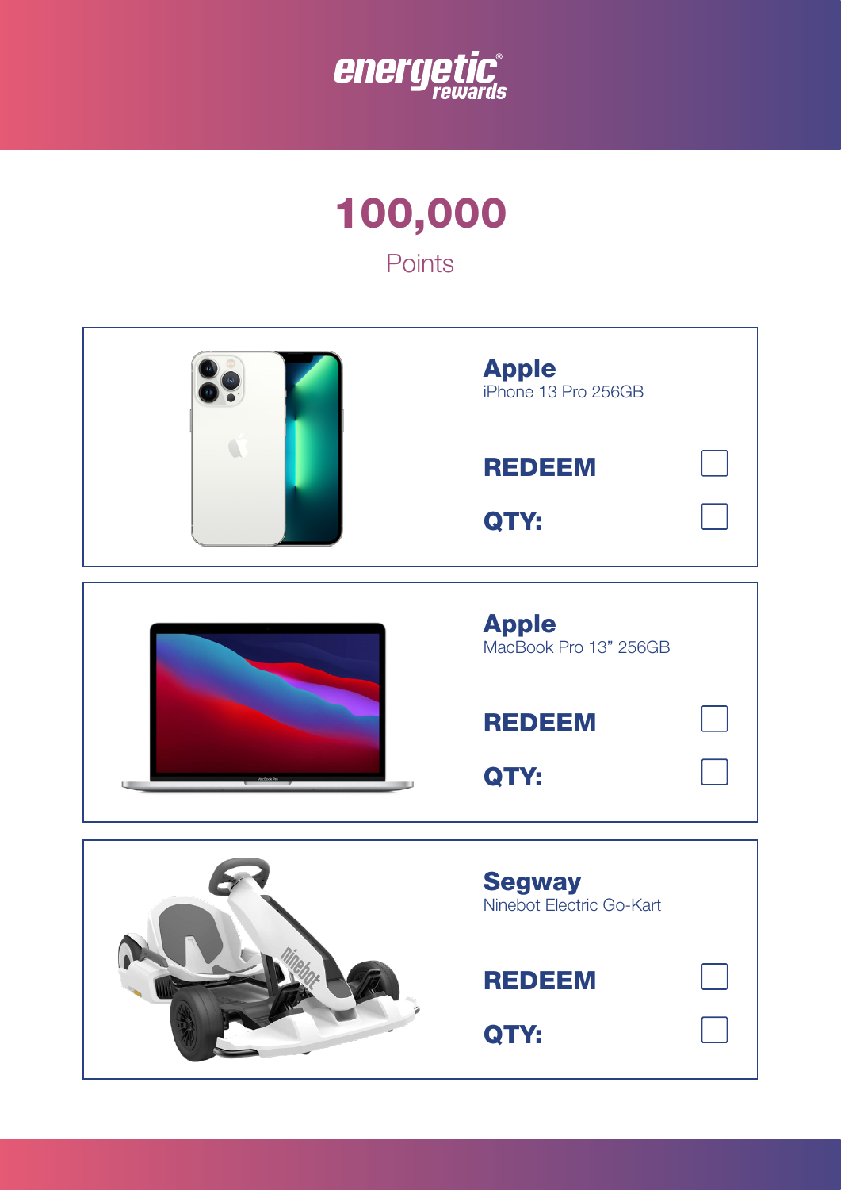energetic® rewards

# 100,000

Points

## Apple
iPhone 13 Pro 256GB

**REDEEM** ☐

**QTY:** ☐

## Apple
MacBook Pro 13" 256GB

**REDEEM** ☐

**QTY:** ☐

## Segway
Ninebot Electric Go-Kart

**REDEEM** ☐

**QTY:** ☐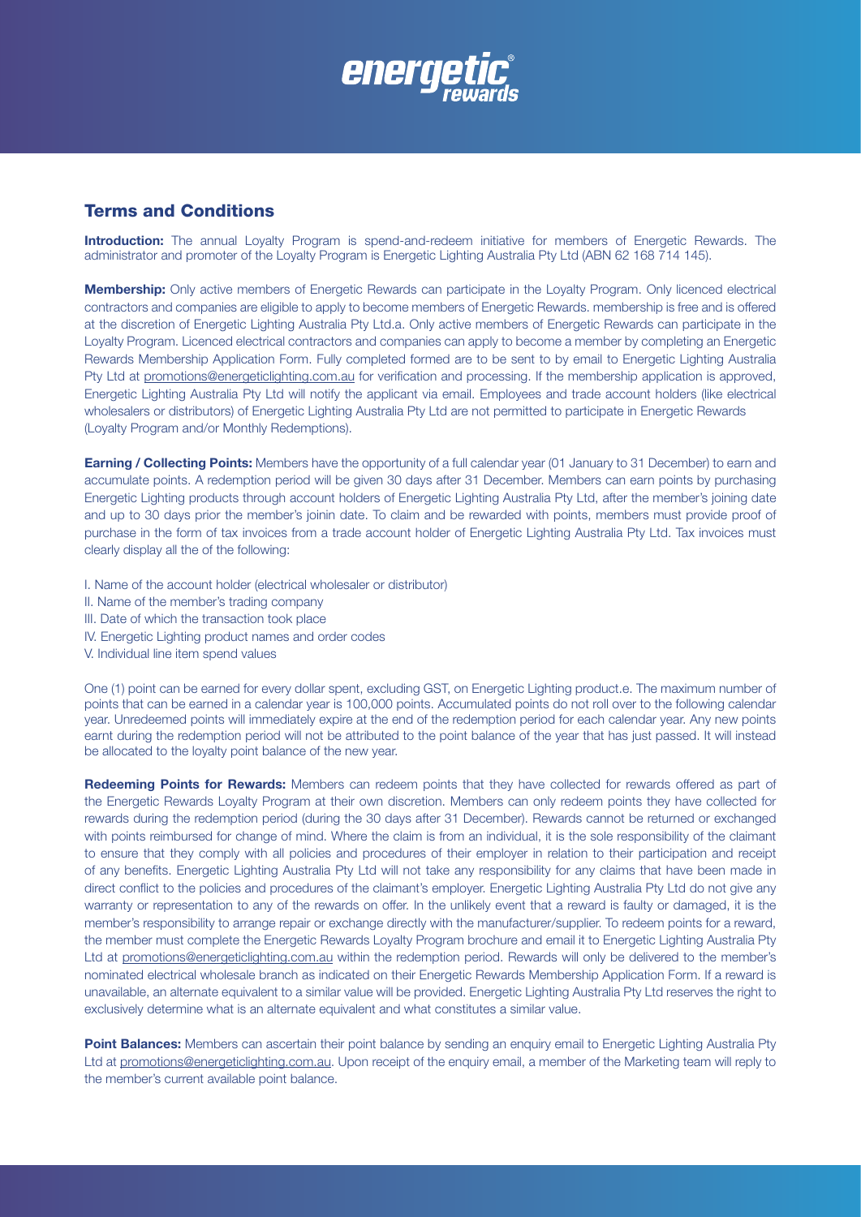## Terms and Conditions

**Introduction:** The annual Loyalty Program is spend-and-redeem initiative for members of Energetic Rewards. The administrator and promoter of the Loyalty Program is Energetic Lighting Australia Pty Ltd (ABN 62 168 714 145).

**Membership:** Only active members of Energetic Rewards can participate in the Loyalty Program. Only licenced electrical contractors and companies are eligible to apply to become members of Energetic Rewards. membership is free and is offered at the discretion of Energetic Lighting Australia Pty Ltd.a. Only active members of Energetic Rewards can participate in the Loyalty Program. Licenced electrical contractors and companies can apply to become a member by completing an Energetic Rewards Membership Application Form. Fully completed formed are to be sent to by email to Energetic Lighting Australia Pty Ltd at promotions@energeticlighting.com.au for verification and processing. If the membership application is approved, Energetic Lighting Australia Pty Ltd will notify the applicant via email. Employees and trade account holders (like electrical wholesalers or distributors) of Energetic Lighting Australia Pty Ltd are not permitted to participate in Energetic Rewards (Loyalty Program and/or Monthly Redemptions).

**Earning / Collecting Points:** Members have the opportunity of a full calendar year (01 January to 31 December) to earn and accumulate points. A redemption period will be given 30 days after 31 December. Members can earn points by purchasing Energetic Lighting products through account holders of Energetic Lighting Australia Pty Ltd, after the member's joining date and up to 30 days prior the member's joinin date. To claim and be rewarded with points, members must provide proof of purchase in the form of tax invoices from a trade account holder of Energetic Lighting Australia Pty Ltd. Tax invoices must clearly display all the of the following:

I. Name of the account holder (electrical wholesaler or distributor)
II. Name of the member's trading company
III. Date of which the transaction took place
IV. Energetic Lighting product names and order codes
V. Individual line item spend values

One (1) point can be earned for every dollar spent, excluding GST, on Energetic Lighting product.e. The maximum number of points that can be earned in a calendar year is 100,000 points. Accumulated points do not roll over to the following calendar year. Unredeemed points will immediately expire at the end of the redemption period for each calendar year. Any new points earnt during the redemption period will not be attributed to the point balance of the year that has just passed. It will instead be allocated to the loyalty point balance of the new year.

**Redeeming Points for Rewards:** Members can redeem points that they have collected for rewards offered as part of the Energetic Rewards Loyalty Program at their own discretion. Members can only redeem points they have collected for rewards during the redemption period (during the 30 days after 31 December). Rewards cannot be returned or exchanged with points reimbursed for change of mind. Where the claim is from an individual, it is the sole responsibility of the claimant to ensure that they comply with all policies and procedures of their employer in relation to their participation and receipt of any benefits. Energetic Lighting Australia Pty Ltd will not take any responsibility for any claims that have been made in direct conflict to the policies and procedures of the claimant's employer. Energetic Lighting Australia Pty Ltd do not give any warranty or representation to any of the rewards on offer. In the unlikely event that a reward is faulty or damaged, it is the member's responsibility to arrange repair or exchange directly with the manufacturer/supplier. To redeem points for a reward, the member must complete the Energetic Rewards Loyalty Program brochure and email it to Energetic Lighting Australia Pty Ltd at promotions@energeticlighting.com.au within the redemption period. Rewards will only be delivered to the member's nominated electrical wholesale branch as indicated on their Energetic Rewards Membership Application Form. If a reward is unavailable, an alternate equivalent to a similar value will be provided. Energetic Lighting Australia Pty Ltd reserves the right to exclusively determine what is an alternate equivalent and what constitutes a similar value.

**Point Balances:** Members can ascertain their point balance by sending an enquiry email to Energetic Lighting Australia Pty Ltd at promotions@energeticlighting.com.au. Upon receipt of the enquiry email, a member of the Marketing team will reply to the member's current available point balance.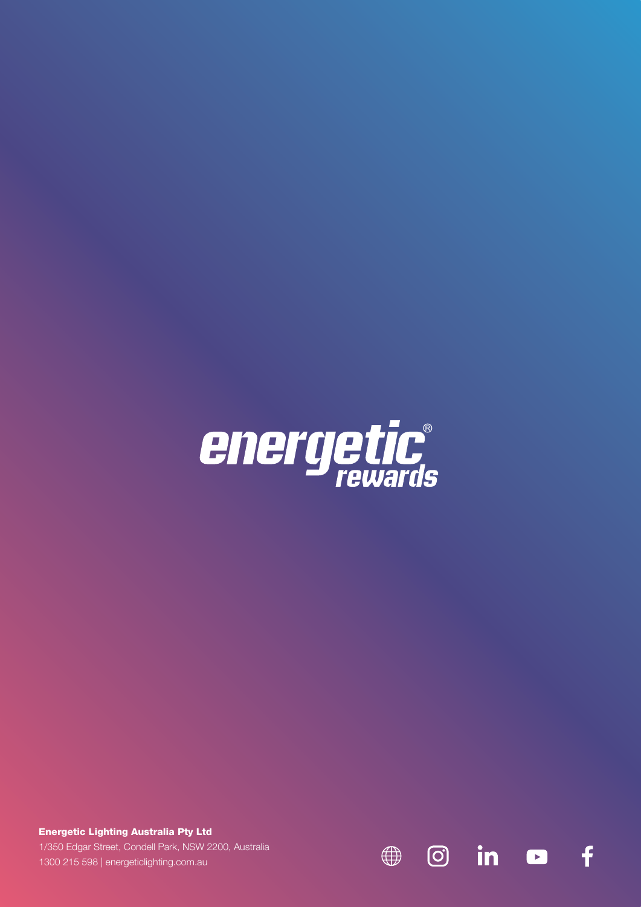energetic® rewards

**Energetic Lighting Australia Pty Ltd**
1/350 Edgar Street, Condell Park, NSW 2200, Australia
1300 215 598 | energeticlighting.com.au